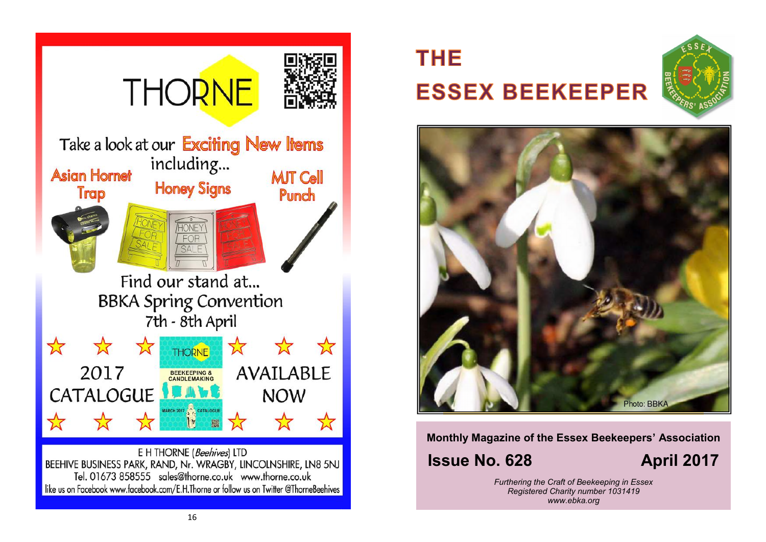THORNE

Take a look at our Exciting New Items including...

Asian Hornet Trap

Honey Signs

MJT Cell Punch

Find our stand at...
BBKA Spring Convention
7th - 8th April

2017 CATALOGUE AVAILABLE NOW

E H THORNE (*Beehives*) LTD
BEEHIVE BUSINESS PARK, RAND, Nr. WRAGBY, LINCOLNSHIRE, LN8 5NJ
Tel. 01673 858555 sales@thorne.co.uk www.thorne.co.uk
like us on Facebook www.facebook.com/E.H.Thorne or follow us on Twitter @ThorneBeehives

# THE ESSEX BEEKEEPER

Photo: BBKA

**Monthly Magazine of the Essex Beekeepers' Association**

**Issue No. 628** **April 2017**

*Furthering the Craft of Beekeeping in Essex*
*Registered Charity number 1031419*
*www.ebka.org*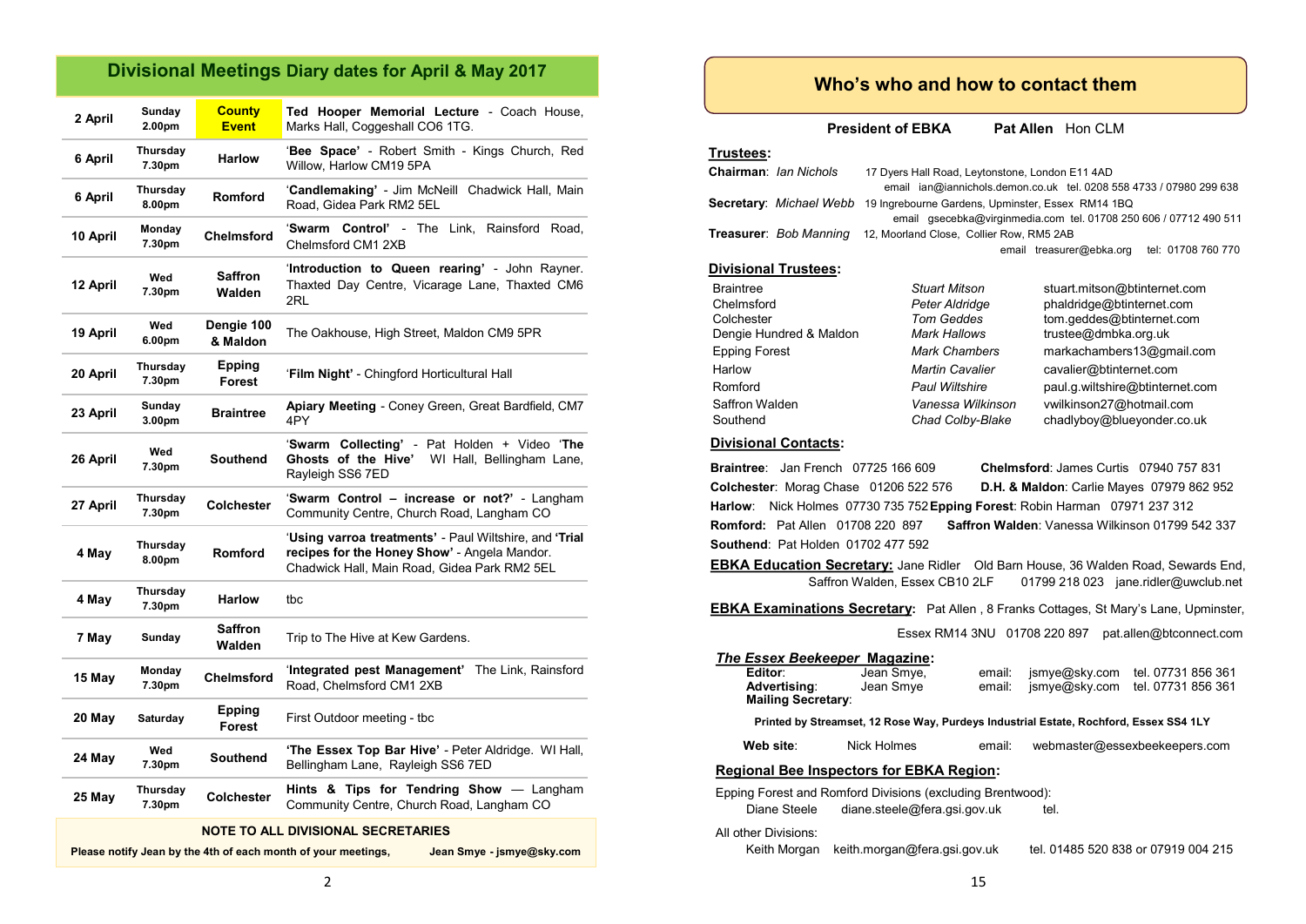## Divisional Meetings Diary dates for April & May 2017

| Date | Day/Time | Division | Event |
|---|---|---|---|
| 2 April | Sunday 2.00pm | **County Event** | **Ted Hooper Memorial Lecture** - Coach House, Marks Hall, Coggeshall CO6 1TG. |
| 6 April | Thursday 7.30pm | Harlow | '**Bee Space**' - Robert Smith - Kings Church, Red Willow, Harlow CM19 5PA |
| 6 April | Thursday 8.00pm | Romford | '**Candlemaking**' - Jim McNeill Chadwick Hall, Main Road, Gidea Park RM2 5EL |
| 10 April | Monday 7.30pm | Chelmsford | '**Swarm Control**' - The Link, Rainsford Road, Chelmsford CM1 2XB |
| 12 April | Wed 7.30pm | Saffron Walden | '**Introduction to Queen rearing**' - John Rayner. Thaxted Day Centre, Vicarage Lane, Thaxted CM6 2RL |
| 19 April | Wed 6.00pm | Dengie 100 & Maldon | The Oakhouse, High Street, Maldon CM9 5PR |
| 20 April | Thursday 7.30pm | Epping Forest | '**Film Night**' - Chingford Horticultural Hall |
| 23 April | Sunday 3.00pm | Braintree | **Apiary Meeting** - Coney Green, Great Bardfield, CM7 4PY |
| 26 April | Wed 7.30pm | Southend | '**Swarm Collecting**' - Pat Holden + Video '**The Ghosts of the Hive**' WI Hall, Bellingham Lane, Rayleigh SS6 7ED |
| 27 April | Thursday 7.30pm | Colchester | '**Swarm Control – increase or not?**' - Langham Community Centre, Church Road, Langham CO |
| 4 May | Thursday 8.00pm | Romford | '**Using varroa treatments**' - Paul Wiltshire, and '**Trial recipes for the Honey Show**' - Angela Mandor. Chadwick Hall, Main Road, Gidea Park RM2 5EL |
| 4 May | Thursday 7.30pm | Harlow | tbc |
| 7 May | Sunday | Saffron Walden | Trip to The Hive at Kew Gardens. |
| 15 May | Monday 7.30pm | Chelmsford | '**Integrated pest Management**' The Link, Rainsford Road, Chelmsford CM1 2XB |
| 20 May | Saturday | Epping Forest | First Outdoor meeting - tbc |
| 24 May | Wed 7.30pm | Southend | '**The Essex Top Bar Hive**' - Peter Aldridge. WI Hall, Bellingham Lane, Rayleigh SS6 7ED |
| 25 May | Thursday 7.30pm | Colchester | **Hints & Tips for Tendring Show** — Langham Community Centre, Church Road, Langham CO |

**NOTE TO ALL DIVISIONAL SECRETARIES**

**Please notify Jean by the 4th of each month of your meetings, Jean Smye - jsmye@sky.com**

## Who's who and how to contact them

**President of EBKA** **Pat Allen** Hon CLM

### Trustees:

**Chairman**: *Ian Nichols* 17 Dyers Hall Road, Leytonstone, London E11 4AD
email ian@iannichols.demon.co.uk tel. 0208 558 4733 / 07980 299 638

**Secretary**: *Michael Webb* 19 Ingrebourne Gardens, Upminster, Essex RM14 1BQ
email gsecebka@virginmedia.com tel. 01708 250 606 / 07712 490 511

**Treasurer**: *Bob Manning* 12, Moorland Close, Collier Row, RM5 2AB
email treasurer@ebka.org tel: 01708 760 770

### Divisional Trustees:

| Division | Trustee | Email |
|---|---|---|
| Braintree | *Stuart Mitson* | stuart.mitson@btinternet.com |
| Chelmsford | *Peter Aldridge* | phaldridge@btinternet.com |
| Colchester | *Tom Geddes* | tom.geddes@btinternet.com |
| Dengie Hundred & Maldon | *Mark Hallows* | trustee@dmbka.org.uk |
| Epping Forest | *Mark Chambers* | markachambers13@gmail.com |
| Harlow | *Martin Cavalier* | cavalier@btinternet.com |
| Romford | *Paul Wiltshire* | paul.g.wiltshire@btinternet.com |
| Saffron Walden | *Vanessa Wilkinson* | vwilkinson27@hotmail.com |
| Southend | *Chad Colby-Blake* | chadlyboy@blueyonder.co.uk |

### Divisional Contacts:

**Braintree**: Jan French 07725 166 609
**Chelmsford**: James Curtis 07940 757 831
**Colchester**: Morag Chase 01206 522 576
**D.H. & Maldon**: Carlie Mayes 07979 862 952
**Harlow**: Nick Holmes 07730 735 752
**Epping Forest**: Robin Harman 07971 237 312
**Romford:** Pat Allen 01708 220 897
**Saffron Walden**: Vanessa Wilkinson 01799 542 337
**Southend**: Pat Holden 01702 477 592

**EBKA Education Secretary:** Jane Ridler Old Barn House, 36 Walden Road, Sewards End, Saffron Walden, Essex CB10 2LF 01799 218 023 jane.ridler@uwclub.net

**EBKA Examinations Secretary:** Pat Allen , 8 Franks Cottages, St Mary's Lane, Upminster, Essex RM14 3NU 01708 220 897 pat.allen@btconnect.com

### *The Essex Beekeeper* Magazine:

**Editor**: Jean Smye, email: jsmye@sky.com tel. 07731 856 361
**Advertising**: Jean Smye email: jsmye@sky.com tel. 07731 856 361
**Mailing Secretary**:

**Printed by Streamset, 12 Rose Way, Purdeys Industrial Estate, Rochford, Essex SS4 1LY**

**Web site**: Nick Holmes email: webmaster@essexbeekeepers.com

### Regional Bee Inspectors for EBKA Region:

Epping Forest and Romford Divisions (excluding Brentwood):
Diane Steele diane.steele@fera.gsi.gov.uk tel.

All other Divisions:
Keith Morgan keith.morgan@fera.gsi.gov.uk tel. 01485 520 838 or 07919 004 215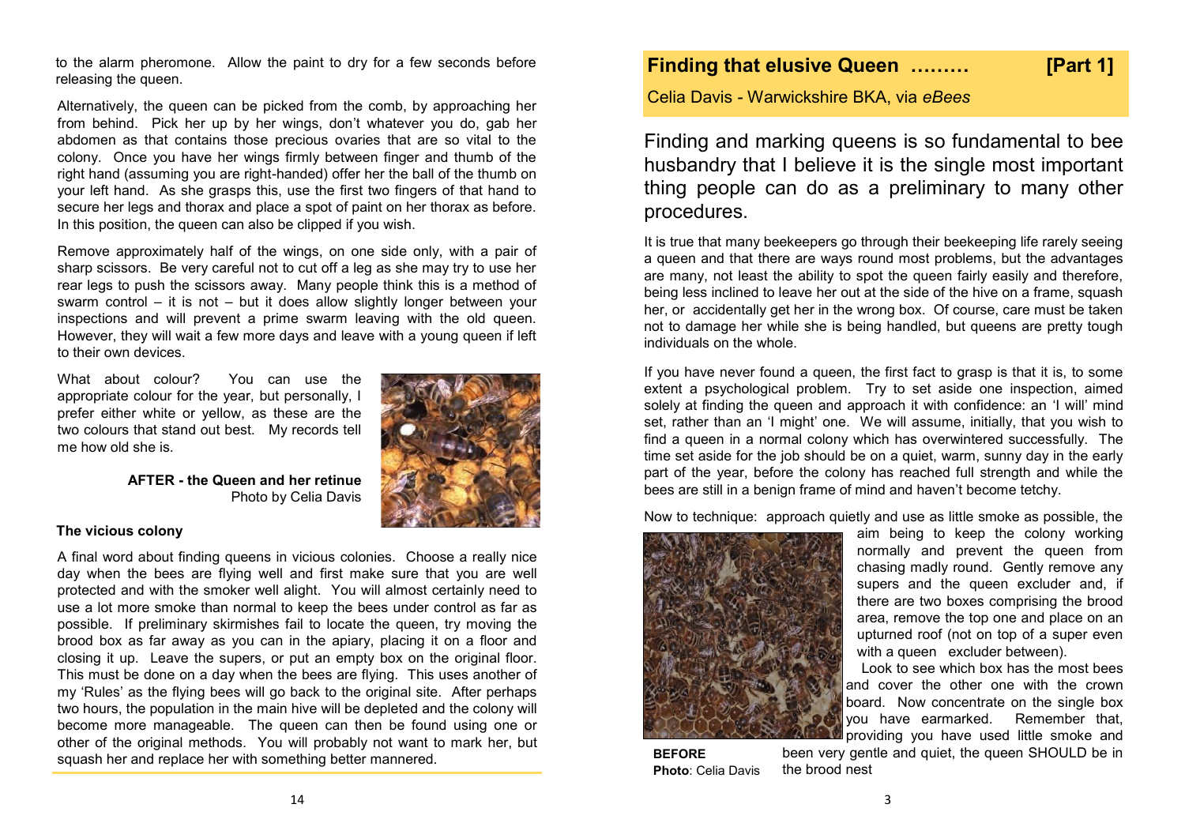to the alarm pheromone. Allow the paint to dry for a few seconds before releasing the queen.

Alternatively, the queen can be picked from the comb, by approaching her from behind. Pick her up by her wings, don't whatever you do, gab her abdomen as that contains those precious ovaries that are so vital to the colony. Once you have her wings firmly between finger and thumb of the right hand (assuming you are right-handed) offer her the ball of the thumb on your left hand. As she grasps this, use the first two fingers of that hand to secure her legs and thorax and place a spot of paint on her thorax as before. In this position, the queen can also be clipped if you wish.

Remove approximately half of the wings, on one side only, with a pair of sharp scissors. Be very careful not to cut off a leg as she may try to use her rear legs to push the scissors away. Many people think this is a method of swarm control – it is not – but it does allow slightly longer between your inspections and will prevent a prime swarm leaving with the old queen. However, they will wait a few more days and leave with a young queen if left to their own devices.

What about colour? You can use the appropriate colour for the year, but personally, I prefer either white or yellow, as these are the two colours that stand out best. My records tell me how old she is.

**AFTER - the Queen and her retinue**
Photo by Celia Davis

### The vicious colony

A final word about finding queens in vicious colonies. Choose a really nice day when the bees are flying well and first make sure that you are well protected and with the smoker well alight. You will almost certainly need to use a lot more smoke than normal to keep the bees under control as far as possible. If preliminary skirmishes fail to locate the queen, try moving the brood box as far away as you can in the apiary, placing it on a floor and closing it up. Leave the supers, or put an empty box on the original floor. This must be done on a day when the bees are flying. This uses another of my 'Rules' as the flying bees will go back to the original site. After perhaps two hours, the population in the main hive will be depleted and the colony will become more manageable. The queen can then be found using one or other of the original methods. You will probably not want to mark her, but squash her and replace her with something better mannered.

## Finding that elusive Queen ……… [Part 1]

Celia Davis - Warwickshire BKA, via *eBees*

Finding and marking queens is so fundamental to bee husbandry that I believe it is the single most important thing people can do as a preliminary to many other procedures.

It is true that many beekeepers go through their beekeeping life rarely seeing a queen and that there are ways round most problems, but the advantages are many, not least the ability to spot the queen fairly easily and therefore, being less inclined to leave her out at the side of the hive on a frame, squash her, or accidentally get her in the wrong box. Of course, care must be taken not to damage her while she is being handled, but queens are pretty tough individuals on the whole.

If you have never found a queen, the first fact to grasp is that it is, to some extent a psychological problem. Try to set aside one inspection, aimed solely at finding the queen and approach it with confidence: an 'I will' mind set, rather than an 'I might' one. We will assume, initially, that you wish to find a queen in a normal colony which has overwintered successfully. The time set aside for the job should be on a quiet, warm, sunny day in the early part of the year, before the colony has reached full strength and while the bees are still in a benign frame of mind and haven't become tetchy.

Now to technique: approach quietly and use as little smoke as possible, the aim being to keep the colony working normally and prevent the queen from chasing madly round. Gently remove any supers and the queen excluder and, if there are two boxes comprising the brood area, remove the top one and place on an upturned roof (not on top of a super even with a queen excluder between).

Look to see which box has the most bees and cover the other one with the crown board. Now concentrate on the single box you have earmarked. Remember that, providing you have used little smoke and been very gentle and quiet, the queen SHOULD be in the brood nest

**BEFORE**
**Photo**: Celia Davis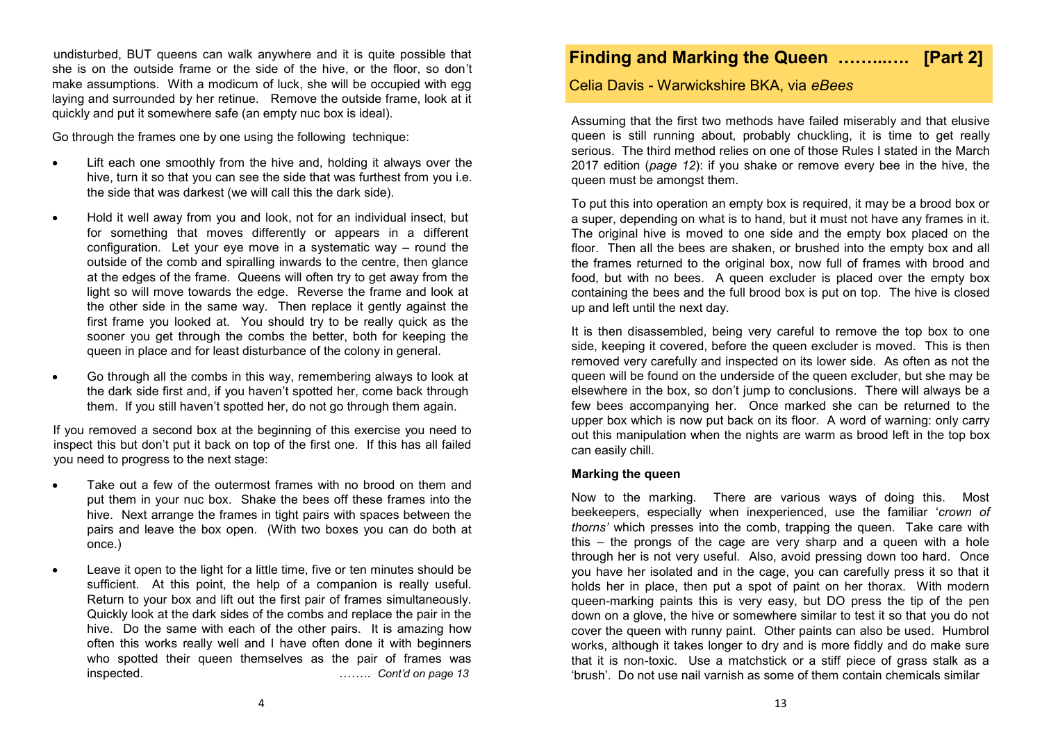undisturbed, BUT queens can walk anywhere and it is quite possible that she is on the outside frame or the side of the hive, or the floor, so don't make assumptions. With a modicum of luck, she will be occupied with egg laying and surrounded by her retinue. Remove the outside frame, look at it quickly and put it somewhere safe (an empty nuc box is ideal).

Go through the frames one by one using the following technique:

- Lift each one smoothly from the hive and, holding it always over the hive, turn it so that you can see the side that was furthest from you i.e. the side that was darkest (we will call this the dark side).
- Hold it well away from you and look, not for an individual insect, but for something that moves differently or appears in a different configuration. Let your eye move in a systematic way – round the outside of the comb and spiralling inwards to the centre, then glance at the edges of the frame. Queens will often try to get away from the light so will move towards the edge. Reverse the frame and look at the other side in the same way. Then replace it gently against the first frame you looked at. You should try to be really quick as the sooner you get through the combs the better, both for keeping the queen in place and for least disturbance of the colony in general.
- Go through all the combs in this way, remembering always to look at the dark side first and, if you haven't spotted her, come back through them. If you still haven't spotted her, do not go through them again.

If you removed a second box at the beginning of this exercise you need to inspect this but don't put it back on top of the first one. If this has all failed you need to progress to the next stage:

- Take out a few of the outermost frames with no brood on them and put them in your nuc box. Shake the bees off these frames into the hive. Next arrange the frames in tight pairs with spaces between the pairs and leave the box open. (With two boxes you can do both at once.)
- Leave it open to the light for a little time, five or ten minutes should be sufficient. At this point, the help of a companion is really useful. Return to your box and lift out the first pair of frames simultaneously. Quickly look at the dark sides of the combs and replace the pair in the hive. Do the same with each of the other pairs. It is amazing how often this works really well and I have often done it with beginners who spotted their queen themselves as the pair of frames was inspected. …….. *Cont'd on page 13*

## Finding and Marking the Queen ………… [Part 2]

Celia Davis - Warwickshire BKA, via *eBees*

Assuming that the first two methods have failed miserably and that elusive queen is still running about, probably chuckling, it is time to get really serious. The third method relies on one of those Rules I stated in the March 2017 edition (*page 12*): if you shake or remove every bee in the hive, the queen must be amongst them.

To put this into operation an empty box is required, it may be a brood box or a super, depending on what is to hand, but it must not have any frames in it. The original hive is moved to one side and the empty box placed on the floor. Then all the bees are shaken, or brushed into the empty box and all the frames returned to the original box, now full of frames with brood and food, but with no bees. A queen excluder is placed over the empty box containing the bees and the full brood box is put on top. The hive is closed up and left until the next day.

It is then disassembled, being very careful to remove the top box to one side, keeping it covered, before the queen excluder is moved. This is then removed very carefully and inspected on its lower side. As often as not the queen will be found on the underside of the queen excluder, but she may be elsewhere in the box, so don't jump to conclusions. There will always be a few bees accompanying her. Once marked she can be returned to the upper box which is now put back on its floor. A word of warning: only carry out this manipulation when the nights are warm as brood left in the top box can easily chill.

### Marking the queen

Now to the marking. There are various ways of doing this. Most beekeepers, especially when inexperienced, use the familiar '*crown of thorns'* which presses into the comb, trapping the queen. Take care with this – the prongs of the cage are very sharp and a queen with a hole through her is not very useful. Also, avoid pressing down too hard. Once you have her isolated and in the cage, you can carefully press it so that it holds her in place, then put a spot of paint on her thorax. With modern queen-marking paints this is very easy, but DO press the tip of the pen down on a glove, the hive or somewhere similar to test it so that you do not cover the queen with runny paint. Other paints can also be used. Humbrol works, although it takes longer to dry and is more fiddly and do make sure that it is non-toxic. Use a matchstick or a stiff piece of grass stalk as a 'brush'. Do not use nail varnish as some of them contain chemicals similar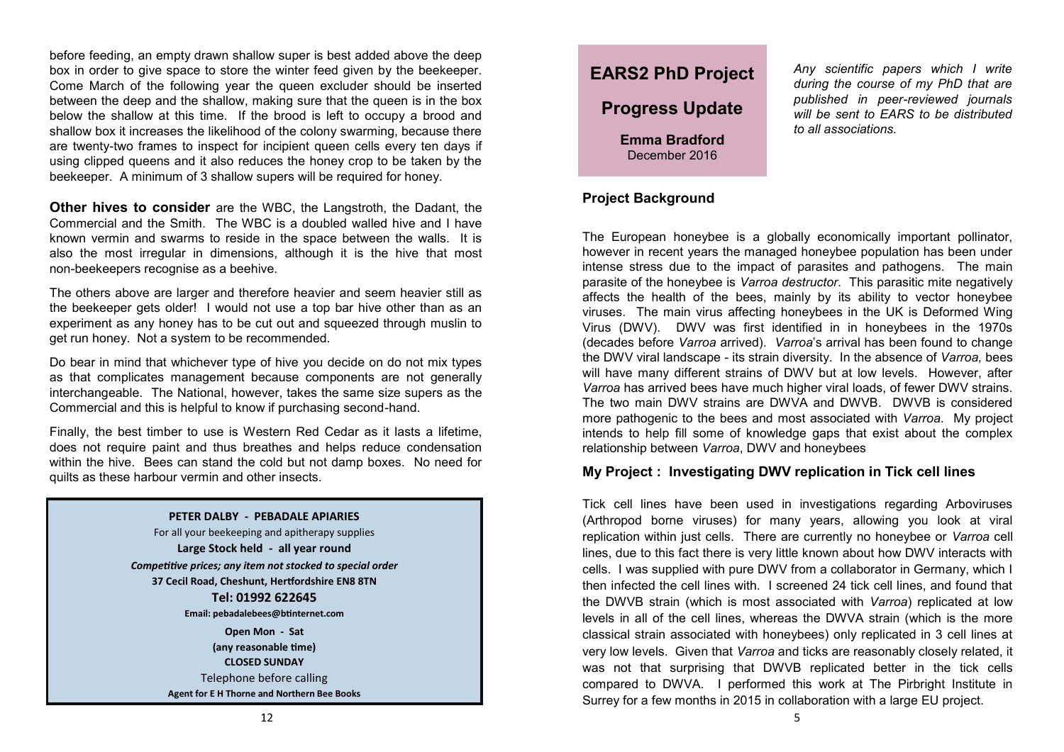before feeding, an empty drawn shallow super is best added above the deep box in order to give space to store the winter feed given by the beekeeper. Come March of the following year the queen excluder should be inserted between the deep and the shallow, making sure that the queen is in the box below the shallow at this time. If the brood is left to occupy a brood and shallow box it increases the likelihood of the colony swarming, because there are twenty-two frames to inspect for incipient queen cells every ten days if using clipped queens and it also reduces the honey crop to be taken by the beekeeper. A minimum of 3 shallow supers will be required for honey.

**Other hives to consider** are the WBC, the Langstroth, the Dadant, the Commercial and the Smith. The WBC is a doubled walled hive and I have known vermin and swarms to reside in the space between the walls. It is also the most irregular in dimensions, although it is the hive that most non-beekeepers recognise as a beehive.

The others above are larger and therefore heavier and seem heavier still as the beekeeper gets older! I would not use a top bar hive other than as an experiment as any honey has to be cut out and squeezed through muslin to get run honey. Not a system to be recommended.

Do bear in mind that whichever type of hive you decide on do not mix types as that complicates management because components are not generally interchangeable. The National, however, takes the same size supers as the Commercial and this is helpful to know if purchasing second-hand.

Finally, the best timber to use is Western Red Cedar as it lasts a lifetime, does not require paint and thus breathes and helps reduce condensation within the hive. Bees can stand the cold but not damp boxes. No need for quilts as these harbour vermin and other insects.

**PETER DALBY - PEBADALE APIARIES**

For all your beekeeping and apitherapy supplies

**Large Stock held - all year round**

***Competitive prices; any item not stocked to special order***

**37 Cecil Road, Cheshunt, Hertfordshire EN8 8TN**

**Tel: 01992 622645**

**Email: pebadalebees@btinternet.com**

**Open Mon - Sat**

**(any reasonable time)**

**CLOSED SUNDAY**

Telephone before calling

**Agent for E H Thorne and Northern Bee Books**

# EARS2 PhD Project

# Progress Update

**Emma Bradford**
December 2016

*Any scientific papers which I write during the course of my PhD that are published in peer-reviewed journals will be sent to EARS to be distributed to all associations.*

### Project Background

The European honeybee is a globally economically important pollinator, however in recent years the managed honeybee population has been under intense stress due to the impact of parasites and pathogens. The main parasite of the honeybee is *Varroa destructor*. This parasitic mite negatively affects the health of the bees, mainly by its ability to vector honeybee viruses. The main virus affecting honeybees in the UK is Deformed Wing Virus (DWV). DWV was first identified in in honeybees in the 1970s (decades before *Varroa* arrived). *Varroa*'s arrival has been found to change the DWV viral landscape - its strain diversity. In the absence of *Varroa,* bees will have many different strains of DWV but at low levels. However, after *Varroa* has arrived bees have much higher viral loads, of fewer DWV strains. The two main DWV strains are DWVA and DWVB. DWVB is considered more pathogenic to the bees and most associated with *Varroa*. My project intends to help fill some of knowledge gaps that exist about the complex relationship between *Varroa*, DWV and honeybees

### My Project : Investigating DWV replication in Tick cell lines

Tick cell lines have been used in investigations regarding Arboviruses (Arthropod borne viruses) for many years, allowing you look at viral replication within just cells. There are currently no honeybee or *Varroa* cell lines, due to this fact there is very little known about how DWV interacts with cells. I was supplied with pure DWV from a collaborator in Germany, which I then infected the cell lines with. I screened 24 tick cell lines, and found that the DWVB strain (which is most associated with *Varroa*) replicated at low levels in all of the cell lines, whereas the DWVA strain (which is the more classical strain associated with honeybees) only replicated in 3 cell lines at very low levels. Given that *Varroa* and ticks are reasonably closely related, it was not that surprising that DWVB replicated better in the tick cells compared to DWVA. I performed this work at The Pirbright Institute in Surrey for a few months in 2015 in collaboration with a large EU project.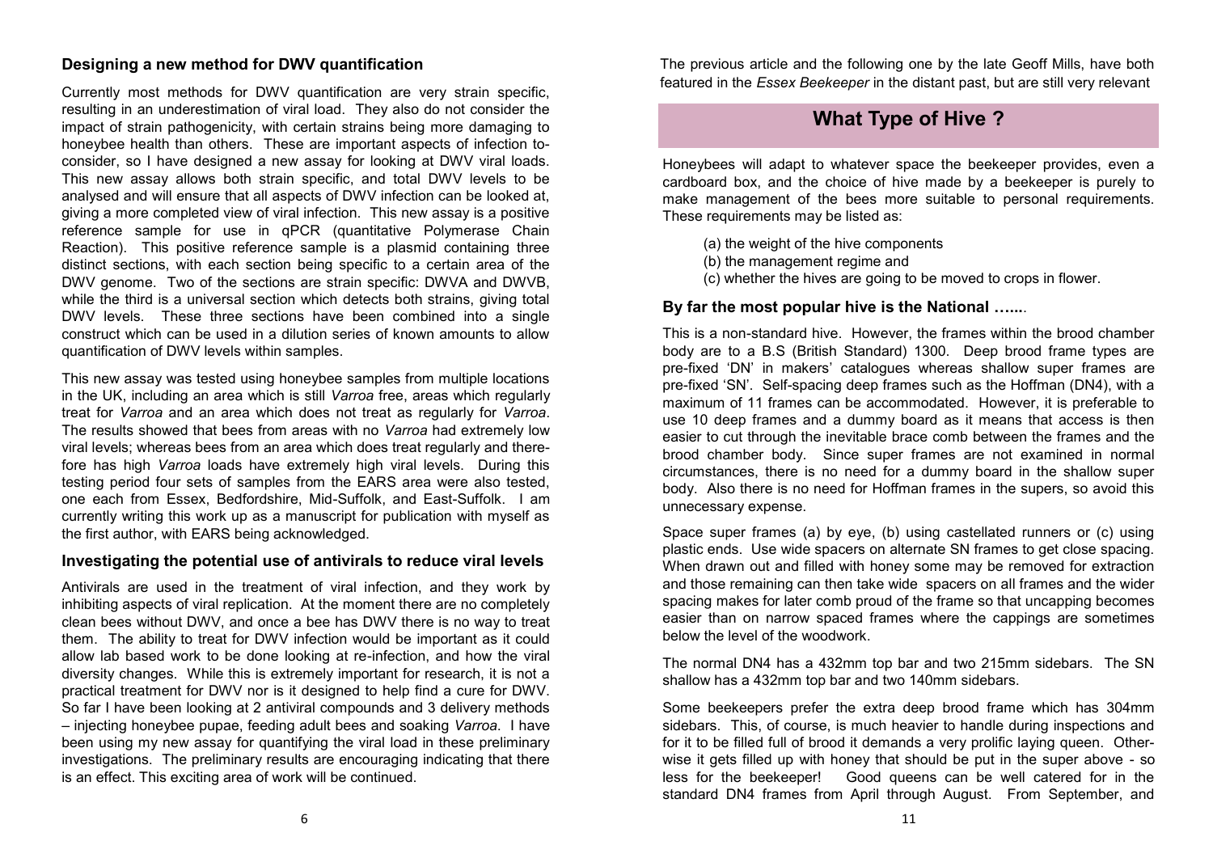### Designing a new method for DWV quantification

Currently most methods for DWV quantification are very strain specific, resulting in an underestimation of viral load. They also do not consider the impact of strain pathogenicity, with certain strains being more damaging to honeybee health than others. These are important aspects of infection to-consider, so I have designed a new assay for looking at DWV viral loads. This new assay allows both strain specific, and total DWV levels to be analysed and will ensure that all aspects of DWV infection can be looked at, giving a more completed view of viral infection. This new assay is a positive reference sample for use in qPCR (quantitative Polymerase Chain Reaction). This positive reference sample is a plasmid containing three distinct sections, with each section being specific to a certain area of the DWV genome. Two of the sections are strain specific: DWVA and DWVB, while the third is a universal section which detects both strains, giving total DWV levels. These three sections have been combined into a single construct which can be used in a dilution series of known amounts to allow quantification of DWV levels within samples.

This new assay was tested using honeybee samples from multiple locations in the UK, including an area which is still *Varroa* free, areas which regularly treat for *Varroa* and an area which does not treat as regularly for *Varroa*. The results showed that bees from areas with no *Varroa* had extremely low viral levels; whereas bees from an area which does treat regularly and there-fore has high *Varroa* loads have extremely high viral levels. During this testing period four sets of samples from the EARS area were also tested, one each from Essex, Bedfordshire, Mid-Suffolk, and East-Suffolk. I am currently writing this work up as a manuscript for publication with myself as the first author, with EARS being acknowledged.

### Investigating the potential use of antivirals to reduce viral levels

Antivirals are used in the treatment of viral infection, and they work by inhibiting aspects of viral replication. At the moment there are no completely clean bees without DWV, and once a bee has DWV there is no way to treat them. The ability to treat for DWV infection would be important as it could allow lab based work to be done looking at re-infection, and how the viral diversity changes. While this is extremely important for research, it is not a practical treatment for DWV nor is it designed to help find a cure for DWV. So far I have been looking at 2 antiviral compounds and 3 delivery methods – injecting honeybee pupae, feeding adult bees and soaking *Varroa*. I have been using my new assay for quantifying the viral load in these preliminary investigations. The preliminary results are encouraging indicating that there is an effect. This exciting area of work will be continued.

The previous article and the following one by the late Geoff Mills, have both featured in the *Essex Beekeeper* in the distant past, but are still very relevant

## What Type of Hive ?

Honeybees will adapt to whatever space the beekeeper provides, even a cardboard box, and the choice of hive made by a beekeeper is purely to make management of the bees more suitable to personal requirements. These requirements may be listed as:

(a) the weight of the hive components
(b) the management regime and
(c) whether the hives are going to be moved to crops in flower.

### By far the most popular hive is the National …...

This is a non-standard hive. However, the frames within the brood chamber body are to a B.S (British Standard) 1300. Deep brood frame types are pre-fixed 'DN' in makers' catalogues whereas shallow super frames are pre-fixed 'SN'. Self-spacing deep frames such as the Hoffman (DN4), with a maximum of 11 frames can be accommodated. However, it is preferable to use 10 deep frames and a dummy board as it means that access is then easier to cut through the inevitable brace comb between the frames and the brood chamber body. Since super frames are not examined in normal circumstances, there is no need for a dummy board in the shallow super body. Also there is no need for Hoffman frames in the supers, so avoid this unnecessary expense.

Space super frames (a) by eye, (b) using castellated runners or (c) using plastic ends. Use wide spacers on alternate SN frames to get close spacing. When drawn out and filled with honey some may be removed for extraction and those remaining can then take wide spacers on all frames and the wider spacing makes for later comb proud of the frame so that uncapping becomes easier than on narrow spaced frames where the cappings are sometimes below the level of the woodwork.

The normal DN4 has a 432mm top bar and two 215mm sidebars. The SN shallow has a 432mm top bar and two 140mm sidebars.

Some beekeepers prefer the extra deep brood frame which has 304mm sidebars. This, of course, is much heavier to handle during inspections and for it to be filled full of brood it demands a very prolific laying queen. Other-wise it gets filled up with honey that should be put in the super above - so less for the beekeeper! Good queens can be well catered for in the standard DN4 frames from April through August. From September, and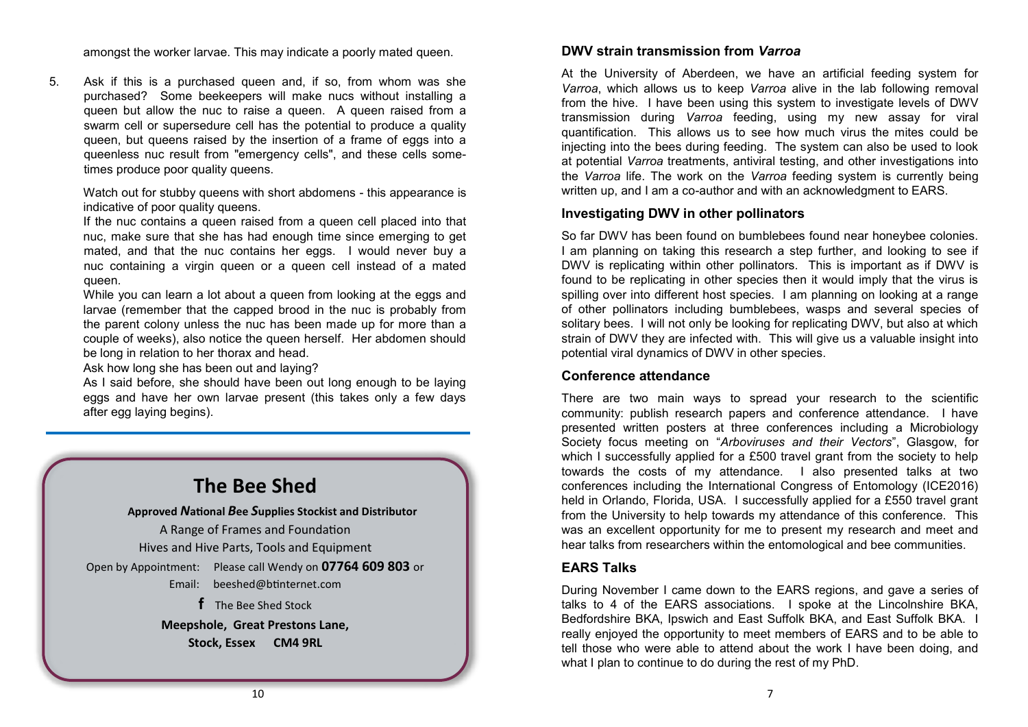amongst the worker larvae. This may indicate a poorly mated queen.

5. Ask if this is a purchased queen and, if so, from whom was she purchased? Some beekeepers will make nucs without installing a queen but allow the nuc to raise a queen. A queen raised from a swarm cell or supersedure cell has the potential to produce a quality queen, but queens raised by the insertion of a frame of eggs into a queenless nuc result from "emergency cells", and these cells sometimes produce poor quality queens.

   Watch out for stubby queens with short abdomens - this appearance is indicative of poor quality queens.

   If the nuc contains a queen raised from a queen cell placed into that nuc, make sure that she has had enough time since emerging to get mated, and that the nuc contains her eggs. I would never buy a nuc containing a virgin queen or a queen cell instead of a mated queen.

   While you can learn a lot about a queen from looking at the eggs and larvae (remember that the capped brood in the nuc is probably from the parent colony unless the nuc has been made up for more than a couple of weeks), also notice the queen herself. Her abdomen should be long in relation to her thorax and head.

   Ask how long she has been out and laying?

   As I said before, she should have been out long enough to be laying eggs and have her own larvae present (this takes only a few days after egg laying begins).

---

## The Bee Shed

**Approved *N*ational *B*ee *S*upplies Stockist and Distributor**

A Range of Frames and Foundation

Hives and Hive Parts, Tools and Equipment

Open by Appointment: Please call Wendy on **07764 609 803** or

Email: beeshed@btinternet.com

**f** The Bee Shed Stock

**Meepshole, Great Prestons Lane,**

**Stock, Essex CM4 9RL**

---

### DWV strain transmission from *Varroa*

At the University of Aberdeen, we have an artificial feeding system for *Varroa*, which allows us to keep *Varroa* alive in the lab following removal from the hive. I have been using this system to investigate levels of DWV transmission during *Varroa* feeding, using my new assay for viral quantification. This allows us to see how much virus the mites could be injecting into the bees during feeding. The system can also be used to look at potential *Varroa* treatments, antiviral testing, and other investigations into the *Varroa* life. The work on the *Varroa* feeding system is currently being written up, and I am a co-author and with an acknowledgment to EARS.

### Investigating DWV in other pollinators

So far DWV has been found on bumblebees found near honeybee colonies. I am planning on taking this research a step further, and looking to see if DWV is replicating within other pollinators. This is important as if DWV is found to be replicating in other species then it would imply that the virus is spilling over into different host species. I am planning on looking at a range of other pollinators including bumblebees, wasps and several species of solitary bees. I will not only be looking for replicating DWV, but also at which strain of DWV they are infected with. This will give us a valuable insight into potential viral dynamics of DWV in other species.

### Conference attendance

There are two main ways to spread your research to the scientific community: publish research papers and conference attendance. I have presented written posters at three conferences including a Microbiology Society focus meeting on "*Arboviruses and their Vectors*", Glasgow, for which I successfully applied for a £500 travel grant from the society to help towards the costs of my attendance. I also presented talks at two conferences including the International Congress of Entomology (ICE2016) held in Orlando, Florida, USA. I successfully applied for a £550 travel grant from the University to help towards my attendance of this conference. This was an excellent opportunity for me to present my research and meet and hear talks from researchers within the entomological and bee communities.

### EARS Talks

During November I came down to the EARS regions, and gave a series of talks to 4 of the EARS associations. I spoke at the Lincolnshire BKA, Bedfordshire BKA, Ipswich and East Suffolk BKA, and East Suffolk BKA. I really enjoyed the opportunity to meet members of EARS and to be able to tell those who were able to attend about the work I have been doing, and what I plan to continue to do during the rest of my PhD.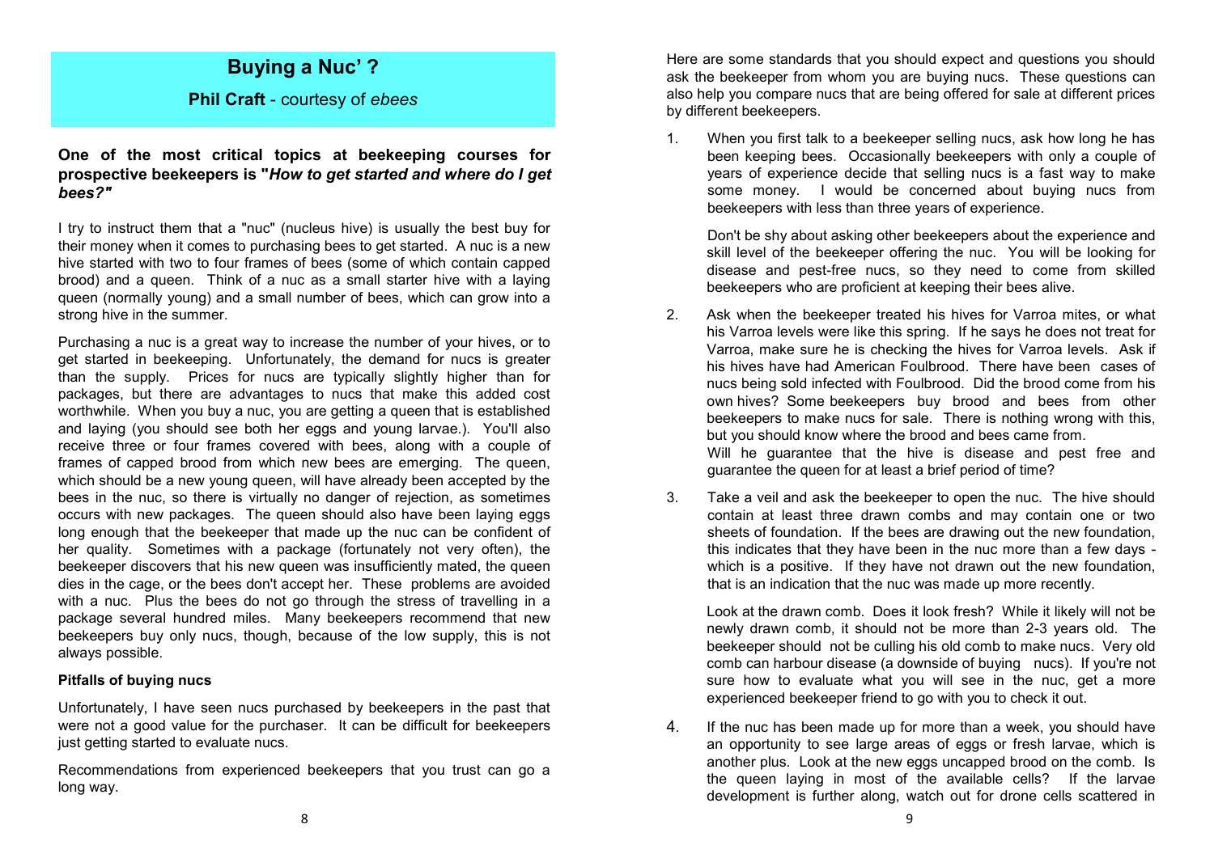# Buying a Nuc' ?

**Phil Craft** - courtesy of *ebees*

**One of the most critical topics at beekeeping courses for prospective beekeepers is "*How to get started and where do I get bees?"***

I try to instruct them that a "nuc" (nucleus hive) is usually the best buy for their money when it comes to purchasing bees to get started. A nuc is a new hive started with two to four frames of bees (some of which contain capped brood) and a queen. Think of a nuc as a small starter hive with a laying queen (normally young) and a small number of bees, which can grow into a strong hive in the summer.

Purchasing a nuc is a great way to increase the number of your hives, or to get started in beekeeping. Unfortunately, the demand for nucs is greater than the supply. Prices for nucs are typically slightly higher than for packages, but there are advantages to nucs that make this added cost worthwhile. When you buy a nuc, you are getting a queen that is established and laying (you should see both her eggs and young larvae.). You'll also receive three or four frames covered with bees, along with a couple of frames of capped brood from which new bees are emerging. The queen, which should be a new young queen, will have already been accepted by the bees in the nuc, so there is virtually no danger of rejection, as sometimes occurs with new packages. The queen should also have been laying eggs long enough that the beekeeper that made up the nuc can be confident of her quality. Sometimes with a package (fortunately not very often), the beekeeper discovers that his new queen was insufficiently mated, the queen dies in the cage, or the bees don't accept her. These problems are avoided with a nuc. Plus the bees do not go through the stress of travelling in a package several hundred miles. Many beekeepers recommend that new beekeepers buy only nucs, though, because of the low supply, this is not always possible.

**Pitfalls of buying nucs**

Unfortunately, I have seen nucs purchased by beekeepers in the past that were not a good value for the purchaser. It can be difficult for beekeepers just getting started to evaluate nucs.

Recommendations from experienced beekeepers that you trust can go a long way.

Here are some standards that you should expect and questions you should ask the beekeeper from whom you are buying nucs. These questions can also help you compare nucs that are being offered for sale at different prices by different beekeepers.

1. When you first talk to a beekeeper selling nucs, ask how long he has been keeping bees. Occasionally beekeepers with only a couple of years of experience decide that selling nucs is a fast way to make some money. I would be concerned about buying nucs from beekeepers with less than three years of experience.

   Don't be shy about asking other beekeepers about the experience and skill level of the beekeeper offering the nuc. You will be looking for disease and pest-free nucs, so they need to come from skilled beekeepers who are proficient at keeping their bees alive.

2. Ask when the beekeeper treated his hives for Varroa mites, or what his Varroa levels were like this spring. If he says he does not treat for Varroa, make sure he is checking the hives for Varroa levels. Ask if his hives have had American Foulbrood. There have been cases of nucs being sold infected with Foulbrood. Did the brood come from his own hives? Some beekeepers buy brood and bees from other beekeepers to make nucs for sale. There is nothing wrong with this, but you should know where the brood and bees came from.
   Will he guarantee that the hive is disease and pest free and guarantee the queen for at least a brief period of time?

3. Take a veil and ask the beekeeper to open the nuc. The hive should contain at least three drawn combs and may contain one or two sheets of foundation. If the bees are drawing out the new foundation, this indicates that they have been in the nuc more than a few days - which is a positive. If they have not drawn out the new foundation, that is an indication that the nuc was made up more recently.

   Look at the drawn comb. Does it look fresh? While it likely will not be newly drawn comb, it should not be more than 2-3 years old. The beekeeper should not be culling his old comb to make nucs. Very old comb can harbour disease (a downside of buying nucs). If you're not sure how to evaluate what you will see in the nuc, get a more experienced beekeeper friend to go with you to check it out.

4. If the nuc has been made up for more than a week, you should have an opportunity to see large areas of eggs or fresh larvae, which is another plus. Look at the new eggs uncapped brood on the comb. Is the queen laying in most of the available cells? If the larvae development is further along, watch out for drone cells scattered in